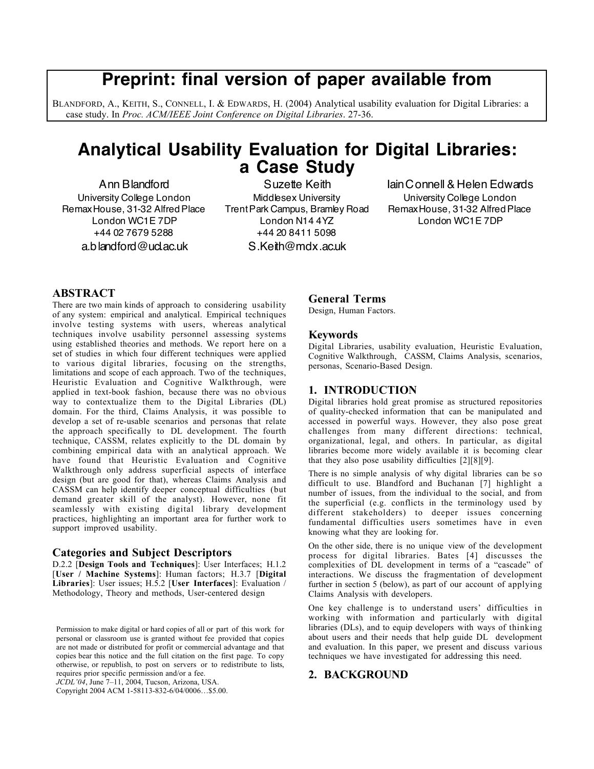**Preprint: final version of paper available from**

BLANDFORD, A., KEITH, S., CONNELL, I. & EDWARDS, H. (2004) Analytical usability evaluation for Digital Libraries: a case study. In *Proc. ACM/IEEE Joint Conference on Digital Libraries*. 27-36.

# Analytical Usability Evaluation for Digital Libraries: a Case Study

Ann Blandford
University College London
Remax House, 31-32 Alfred Place
London WC1E 7DP
+44 02 7679 5288
a.blandford@ucl.ac.uk

Suzette Keith
Middlesex University
Trent Park Campus, Bramley Road
London N14 4YZ
+44 20 8411 5098
S.Keith@mdx.ac.uk

Iain Connell & Helen Edwards
University College London
Remax House, 31-32 Alfred Place
London WC1E 7DP

## ABSTRACT

There are two main kinds of approach to considering usability of any system: empirical and analytical. Empirical techniques involve testing systems with users, whereas analytical techniques involve usability personnel assessing systems using established theories and methods. We report here on a set of studies in which four different techniques were applied to various digital libraries, focusing on the strengths, limitations and scope of each approach. Two of the techniques, Heuristic Evaluation and Cognitive Walkthrough, were applied in text-book fashion, because there was no obvious way to contextualize them to the Digital Libraries (DL) domain. For the third, Claims Analysis, it was possible to develop a set of re-usable scenarios and personas that relate the approach specifically to DL development. The fourth technique, CASSM, relates explicitly to the DL domain by combining empirical data with an analytical approach. We have found that Heuristic Evaluation and Cognitive Walkthrough only address superficial aspects of interface design (but are good for that), whereas Claims Analysis and CASSM can help identify deeper conceptual difficulties (but demand greater skill of the analyst). However, none fit seamlessly with existing digital library development practices, highlighting an important area for further work to support improved usability.

### Categories and Subject Descriptors

D.2.2 [**Design Tools and Techniques**]: User Interfaces; H.1.2 [**User / Machine Systems**]: Human factors; H.3.7 [**Digital Libraries**]: User issues; H.5.2 [**User Interfaces**]: Evaluation / Methodology, Theory and methods, User-centered design

Permission to make digital or hard copies of all or part of this work for personal or classroom use is granted without fee provided that copies are not made or distributed for profit or commercial advantage and that copies bear this notice and the full citation on the first page. To copy otherwise, or republish, to post on servers or to redistribute to lists, requires prior specific permission and/or a fee.
*JCDL'04*, June 7–11, 2004, Tucson, Arizona, USA.
Copyright 2004 ACM 1-58113-832-6/04/0006…$5.00.

### General Terms

Design, Human Factors.

### Keywords

Digital Libraries, usability evaluation, Heuristic Evaluation, Cognitive Walkthrough, CASSM, Claims Analysis, scenarios, personas, Scenario-Based Design.

## 1. INTRODUCTION

Digital libraries hold great promise as structured repositories of quality-checked information that can be manipulated and accessed in powerful ways. However, they also pose great challenges from many different directions: technical, organizational, legal, and others. In particular, as digital libraries become more widely available it is becoming clear that they also pose usability difficulties [2][8][9].

There is no simple analysis of why digital libraries can be so difficult to use. Blandford and Buchanan [7] highlight a number of issues, from the individual to the social, and from the superficial (e.g. conflicts in the terminology used by different stakeholders) to deeper issues concerning fundamental difficulties users sometimes have in even knowing what they are looking for.

On the other side, there is no unique view of the development process for digital libraries. Bates [4] discusses the complexities of DL development in terms of a "cascade" of interactions. We discuss the fragmentation of development further in section 5 (below), as part of our account of applying Claims Analysis with developers.

One key challenge is to understand users' difficulties in working with information and particularly with digital libraries (DLs), and to equip developers with ways of thinking about users and their needs that help guide DL development and evaluation. In this paper, we present and discuss various techniques we have investigated for addressing this need.

## 2. BACKGROUND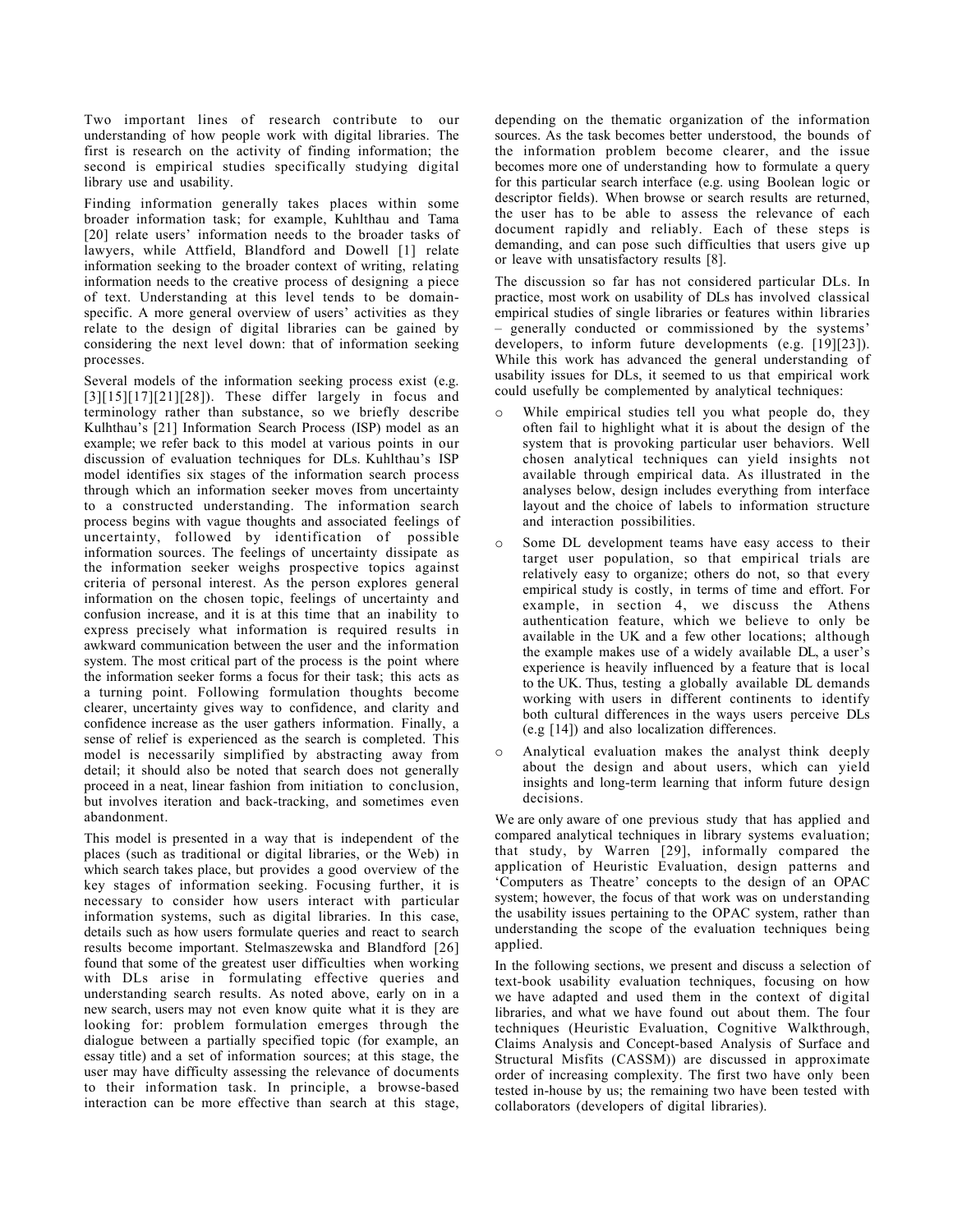Two important lines of research contribute to our understanding of how people work with digital libraries. The first is research on the activity of finding information; the second is empirical studies specifically studying digital library use and usability.

Finding information generally takes places within some broader information task; for example, Kuhlthau and Tama [20] relate users' information needs to the broader tasks of lawyers, while Attfield, Blandford and Dowell [1] relate information seeking to the broader context of writing, relating information needs to the creative process of designing a piece of text. Understanding at this level tends to be domain-specific. A more general overview of users' activities as they relate to the design of digital libraries can be gained by considering the next level down: that of information seeking processes.

Several models of the information seeking process exist (e.g. [3][15][17][21][28]). These differ largely in focus and terminology rather than substance, so we briefly describe Kulhthau's [21] Information Search Process (ISP) model as an example; we refer back to this model at various points in our discussion of evaluation techniques for DLs. Kuhlthau's ISP model identifies six stages of the information search process through which an information seeker moves from uncertainty to a constructed understanding. The information search process begins with vague thoughts and associated feelings of uncertainty, followed by identification of possible information sources. The feelings of uncertainty dissipate as the information seeker weighs prospective topics against criteria of personal interest. As the person explores general information on the chosen topic, feelings of uncertainty and confusion increase, and it is at this time that an inability to express precisely what information is required results in awkward communication between the user and the information system. The most critical part of the process is the point where the information seeker forms a focus for their task; this acts as a turning point. Following formulation thoughts become clearer, uncertainty gives way to confidence, and clarity and confidence increase as the user gathers information. Finally, a sense of relief is experienced as the search is completed. This model is necessarily simplified by abstracting away from detail; it should also be noted that search does not generally proceed in a neat, linear fashion from initiation to conclusion, but involves iteration and back-tracking, and sometimes even abandonment.

This model is presented in a way that is independent of the places (such as traditional or digital libraries, or the Web) in which search takes place, but provides a good overview of the key stages of information seeking. Focusing further, it is necessary to consider how users interact with particular information systems, such as digital libraries. In this case, details such as how users formulate queries and react to search results become important. Stelmaszewska and Blandford [26] found that some of the greatest user difficulties when working with DLs arise in formulating effective queries and understanding search results. As noted above, early on in a new search, users may not even know quite what it is they are looking for: problem formulation emerges through the dialogue between a partially specified topic (for example, an essay title) and a set of information sources; at this stage, the user may have difficulty assessing the relevance of documents to their information task. In principle, a browse-based interaction can be more effective than search at this stage, depending on the thematic organization of the information sources. As the task becomes better understood, the bounds of the information problem become clearer, and the issue becomes more one of understanding how to formulate a query for this particular search interface (e.g. using Boolean logic or descriptor fields). When browse or search results are returned, the user has to be able to assess the relevance of each document rapidly and reliably. Each of these steps is demanding, and can pose such difficulties that users give up or leave with unsatisfactory results [8].

The discussion so far has not considered particular DLs. In practice, most work on usability of DLs has involved classical empirical studies of single libraries or features within libraries – generally conducted or commissioned by the systems' developers, to inform future developments (e.g. [19][23]). While this work has advanced the general understanding of usability issues for DLs, it seemed to us that empirical work could usefully be complemented by analytical techniques:

- While empirical studies tell you what people do, they often fail to highlight what it is about the design of the system that is provoking particular user behaviors. Well chosen analytical techniques can yield insights not available through empirical data. As illustrated in the analyses below, design includes everything from interface layout and the choice of labels to information structure and interaction possibilities.
- Some DL development teams have easy access to their target user population, so that empirical trials are relatively easy to organize; others do not, so that every empirical study is costly, in terms of time and effort. For example, in section 4, we discuss the Athens authentication feature, which we believe to only be available in the UK and a few other locations; although the example makes use of a widely available DL, a user's experience is heavily influenced by a feature that is local to the UK. Thus, testing a globally available DL demands working with users in different continents to identify both cultural differences in the ways users perceive DLs (e.g [14]) and also localization differences.
- Analytical evaluation makes the analyst think deeply about the design and about users, which can yield insights and long-term learning that inform future design decisions.

We are only aware of one previous study that has applied and compared analytical techniques in library systems evaluation; that study, by Warren [29], informally compared the application of Heuristic Evaluation, design patterns and 'Computers as Theatre' concepts to the design of an OPAC system; however, the focus of that work was on understanding the usability issues pertaining to the OPAC system, rather than understanding the scope of the evaluation techniques being applied.

In the following sections, we present and discuss a selection of text-book usability evaluation techniques, focusing on how we have adapted and used them in the context of digital libraries, and what we have found out about them. The four techniques (Heuristic Evaluation, Cognitive Walkthrough, Claims Analysis and Concept-based Analysis of Surface and Structural Misfits (CASSM)) are discussed in approximate order of increasing complexity. The first two have only been tested in-house by us; the remaining two have been tested with collaborators (developers of digital libraries).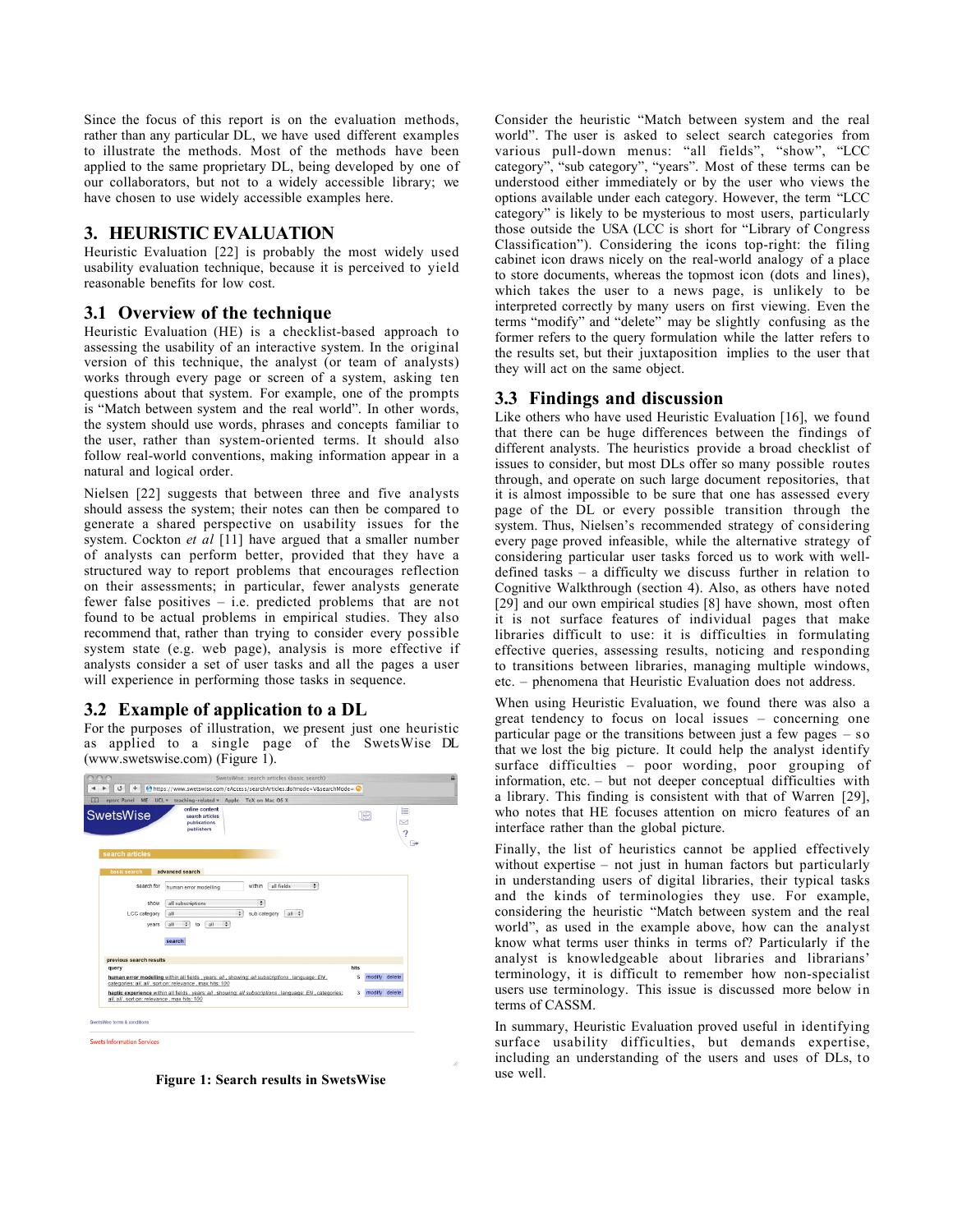Since the focus of this report is on the evaluation methods, rather than any particular DL, we have used different examples to illustrate the methods. Most of the methods have been applied to the same proprietary DL, being developed by one of our collaborators, but not to a widely accessible library; we have chosen to use widely accessible examples here.

## 3. HEURISTIC EVALUATION

Heuristic Evaluation [22] is probably the most widely used usability evaluation technique, because it is perceived to yield reasonable benefits for low cost.

### 3.1 Overview of the technique

Heuristic Evaluation (HE) is a checklist-based approach to assessing the usability of an interactive system. In the original version of this technique, the analyst (or team of analysts) works through every page or screen of a system, asking ten questions about that system. For example, one of the prompts is "Match between system and the real world". In other words, the system should use words, phrases and concepts familiar to the user, rather than system-oriented terms. It should also follow real-world conventions, making information appear in a natural and logical order.

Nielsen [22] suggests that between three and five analysts should assess the system; their notes can then be compared to generate a shared perspective on usability issues for the system. Cockton *et al* [11] have argued that a smaller number of analysts can perform better, provided that they have a structured way to report problems that encourages reflection on their assessments; in particular, fewer analysts generate fewer false positives – i.e. predicted problems that are not found to be actual problems in empirical studies. They also recommend that, rather than trying to consider every possible system state (e.g. web page), analysis is more effective if analysts consider a set of user tasks and all the pages a user will experience in performing those tasks in sequence.

### 3.2 Example of application to a DL

For the purposes of illustration, we present just one heuristic as applied to a single page of the SwetsWise DL (www.swetswise.com) (Figure 1).

**Figure 1: Search results in SwetsWise**

Consider the heuristic "Match between system and the real world". The user is asked to select search categories from various pull-down menus: "all fields", "show", "LCC category", "sub category", "years". Most of these terms can be understood either immediately or by the user who views the options available under each category. However, the term "LCC category" is likely to be mysterious to most users, particularly those outside the USA (LCC is short for "Library of Congress Classification"). Considering the icons top-right: the filing cabinet icon draws nicely on the real-world analogy of a place to store documents, whereas the topmost icon (dots and lines), which takes the user to a news page, is unlikely to be interpreted correctly by many users on first viewing. Even the terms "modify" and "delete" may be slightly confusing as the former refers to the query formulation while the latter refers to the results set, but their juxtaposition implies to the user that they will act on the same object.

### 3.3 Findings and discussion

Like others who have used Heuristic Evaluation [16], we found that there can be huge differences between the findings of different analysts. The heuristics provide a broad checklist of issues to consider, but most DLs offer so many possible routes through, and operate on such large document repositories, that it is almost impossible to be sure that one has assessed every page of the DL or every possible transition through the system. Thus, Nielsen's recommended strategy of considering every page proved infeasible, while the alternative strategy of considering particular user tasks forced us to work with well-defined tasks – a difficulty we discuss further in relation to Cognitive Walkthrough (section 4). Also, as others have noted [29] and our own empirical studies [8] have shown, most often it is not surface features of individual pages that make libraries difficult to use: it is difficulties in formulating effective queries, assessing results, noticing and responding to transitions between libraries, managing multiple windows, etc. – phenomena that Heuristic Evaluation does not address.

When using Heuristic Evaluation, we found there was also a great tendency to focus on local issues – concerning one particular page or the transitions between just a few pages – so that we lost the big picture. It could help the analyst identify surface difficulties – poor wording, poor grouping of information, etc. – but not deeper conceptual difficulties with a library. This finding is consistent with that of Warren [29], who notes that HE focuses attention on micro features of an interface rather than the global picture.

Finally, the list of heuristics cannot be applied effectively without expertise – not just in human factors but particularly in understanding users of digital libraries, their typical tasks and the kinds of terminologies they use. For example, considering the heuristic "Match between system and the real world", as used in the example above, how can the analyst know what terms user thinks in terms of? Particularly if the analyst is knowledgeable about libraries and librarians' terminology, it is difficult to remember how non-specialist users use terminology. This issue is discussed more below in terms of CASSM.

In summary, Heuristic Evaluation proved useful in identifying surface usability difficulties, but demands expertise, including an understanding of the users and uses of DLs, to use well.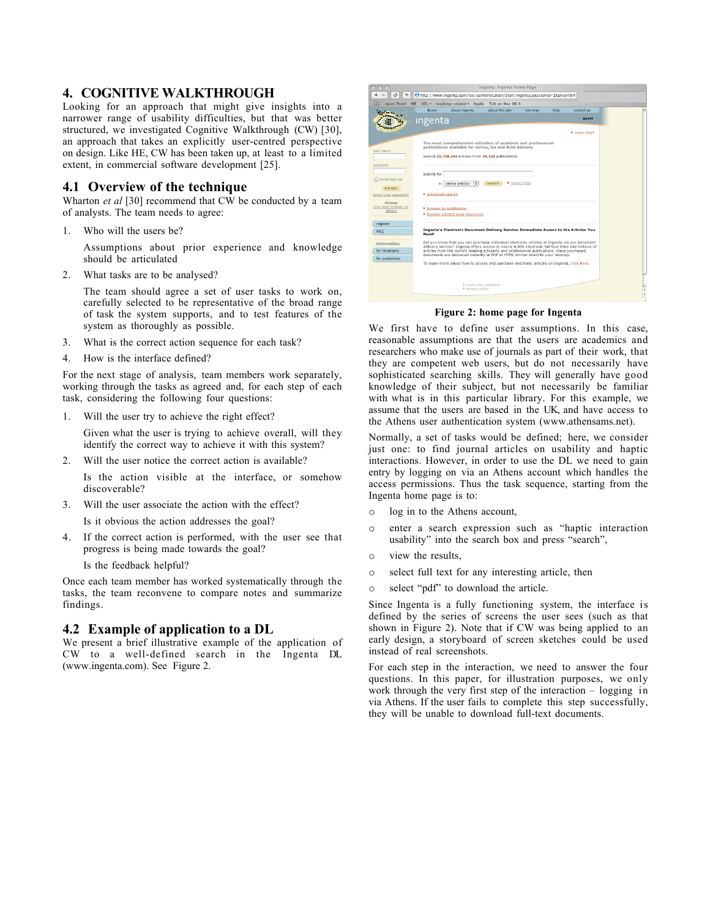# 4. COGNITIVE WALKTHROUGH

Looking for an approach that might give insights into a narrower range of usability difficulties, but that was better structured, we investigated Cognitive Walkthrough (CW) [30], an approach that takes an explicitly user-centred perspective on design. Like HE, CW has been taken up, at least to a limited extent, in commercial software development [25].

## 4.1 Overview of the technique

Wharton *et al* [30] recommend that CW be conducted by a team of analysts. The team needs to agree:

1. Who will the users be?

   Assumptions about prior experience and knowledge should be articulated

2. What tasks are to be analysed?

   The team should agree a set of user tasks to work on, carefully selected to be representative of the broad range of task the system supports, and to test features of the system as thoroughly as possible.

3. What is the correct action sequence for each task?
4. How is the interface defined?

For the next stage of analysis, team members work separately, working through the tasks as agreed and, for each step of each task, considering the following four questions:

1. Will the user try to achieve the right effect?

   Given what the user is trying to achieve overall, will they identify the correct way to achieve it with this system?

2. Will the user notice the correct action is available?

   Is the action visible at the interface, or somehow discoverable?

3. Will the user associate the action with the effect?

   Is it obvious the action addresses the goal?

4. If the correct action is performed, will the user see that progress is being made towards the goal?

   Is the feedback helpful?

Once each team member has worked systematically through the tasks, the team reconvene to compare notes and summarize findings.

## 4.2 Example of application to a DL

We present a brief illustrative example of the application of CW to a well-defined search in the Ingenta DL (www.ingenta.com). See Figure 2.

**Figure 2: home page for Ingenta**

We first have to define user assumptions. In this case, reasonable assumptions are that the users are academics and researchers who make use of journals as part of their work, that they are competent web users, but do not necessarily have sophisticated searching skills. They will generally have good knowledge of their subject, but not necessarily be familiar with what is in this particular library. For this example, we assume that the users are based in the UK, and have access to the Athens user authentication system (www.athensams.net).

Normally, a set of tasks would be defined; here, we consider just one: to find journal articles on usability and haptic interactions. However, in order to use the DL we need to gain entry by logging on via an Athens account which handles the access permissions. Thus the task sequence, starting from the Ingenta home page is to:

- log in to the Athens account,
- enter a search expression such as "haptic interaction usability" into the search box and press "search",
- view the results,
- select full text for any interesting article, then
- select "pdf" to download the article.

Since Ingenta is a fully functioning system, the interface is defined by the series of screens the user sees (such as that shown in Figure 2). Note that if CW was being applied to an early design, a storyboard of screen sketches could be used instead of real screenshots.

For each step in the interaction, we need to answer the four questions. In this paper, for illustration purposes, we only work through the very first step of the interaction – logging in via Athens. If the user fails to complete this step successfully, they will be unable to download full-text documents.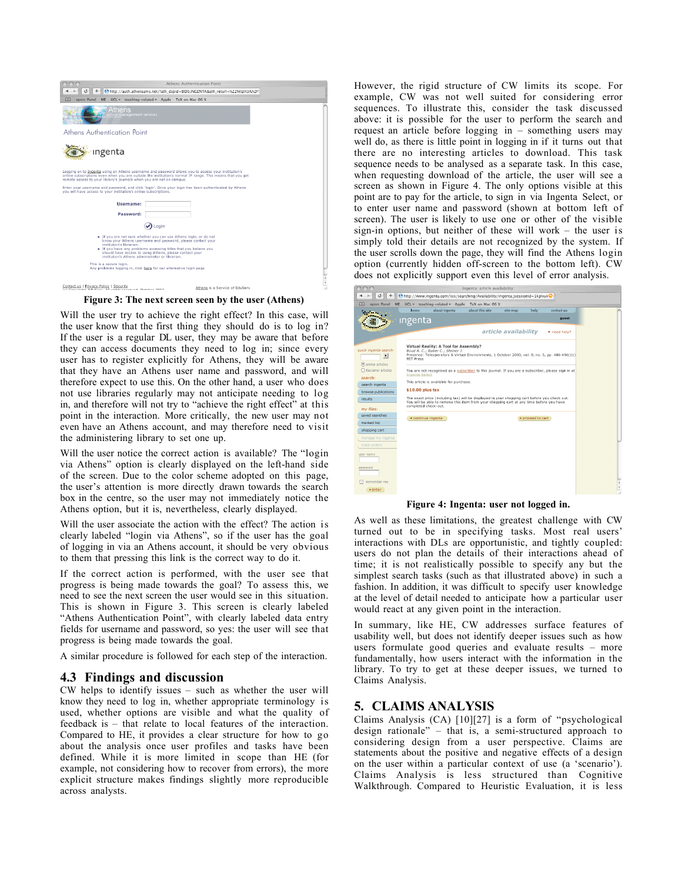Figure 3: The next screen seen by the user (Athens)

Will the user try to achieve the right effect? In this case, will the user know that the first thing they should do is to log in? If the user is a regular DL user, they may be aware that before they can access documents they need to log in; since every user has to register explicitly for Athens, they will be aware that they have an Athens user name and password, and will therefore expect to use this. On the other hand, a user who does not use libraries regularly may not anticipate needing to log in, and therefore will not try to "achieve the right effect" at this point in the interaction. More critically, the new user may not even have an Athens account, and may therefore need to visit the administering library to set one up.

Will the user notice the correct action is available? The "login via Athens" option is clearly displayed on the left-hand side of the screen. Due to the color scheme adopted on this page, the user's attention is more directly drawn towards the search box in the centre, so the user may not immediately notice the Athens option, but it is, nevertheless, clearly displayed.

Will the user associate the action with the effect? The action is clearly labeled "login via Athens", so if the user has the goal of logging in via an Athens account, it should be very obvious to them that pressing this link is the correct way to do it.

If the correct action is performed, with the user see that progress is being made towards the goal? To assess this, we need to see the next screen the user would see in this situation. This is shown in Figure 3. This screen is clearly labeled "Athens Authentication Point", with clearly labeled data entry fields for username and password, so yes: the user will see that progress is being made towards the goal.

A similar procedure is followed for each step of the interaction.

## 4.3 Findings and discussion

CW helps to identify issues – such as whether the user will know they need to log in, whether appropriate terminology is used, whether options are visible and what the quality of feedback is – that relate to local features of the interaction. Compared to HE, it provides a clear structure for how to go about the analysis once user profiles and tasks have been defined. While it is more limited in scope than HE (for example, not considering how to recover from errors), the more explicit structure makes findings slightly more reproducible across analysts.

However, the rigid structure of CW limits its scope. For example, CW was not well suited for considering error sequences. To illustrate this, consider the task discussed above: it is possible for the user to perform the search and request an article before logging in – something users may well do, as there is little point in logging in if it turns out that there are no interesting articles to download. This task sequence needs to be analysed as a separate task. In this case, when requesting download of the article, the user will see a screen as shown in Figure 4. The only options visible at this point are to pay for the article, to sign in via Ingenta Select, or to enter user name and password (shown at bottom left of screen). The user is likely to use one or other of the visible sign-in options, but neither of these will work – the user is simply told their details are not recognized by the system. If the user scrolls down the page, they will find the Athens login option (currently hidden off-screen to the bottom left). CW does not explicitly support even this level of error analysis.

Figure 4: Ingenta: user not logged in.

As well as these limitations, the greatest challenge with CW turned out to be in specifying tasks. Most real users' interactions with DLs are opportunistic, and tightly coupled: users do not plan the details of their interactions ahead of time; it is not realistically possible to specify any but the simplest search tasks (such as that illustrated above) in such a fashion. In addition, it was difficult to specify user knowledge at the level of detail needed to anticipate how a particular user would react at any given point in the interaction.

In summary, like HE, CW addresses surface features of usability well, but does not identify deeper issues such as how users formulate good queries and evaluate results – more fundamentally, how users interact with the information in the library. To try to get at these deeper issues, we turned to Claims Analysis.

# 5. CLAIMS ANALYSIS

Claims Analysis (CA) [10][27] is a form of "psychological design rationale" – that is, a semi-structured approach to considering design from a user perspective. Claims are statements about the positive and negative effects of a design on the user within a particular context of use (a 'scenario'). Claims Analysis is less structured than Cognitive Walkthrough. Compared to Heuristic Evaluation, it is less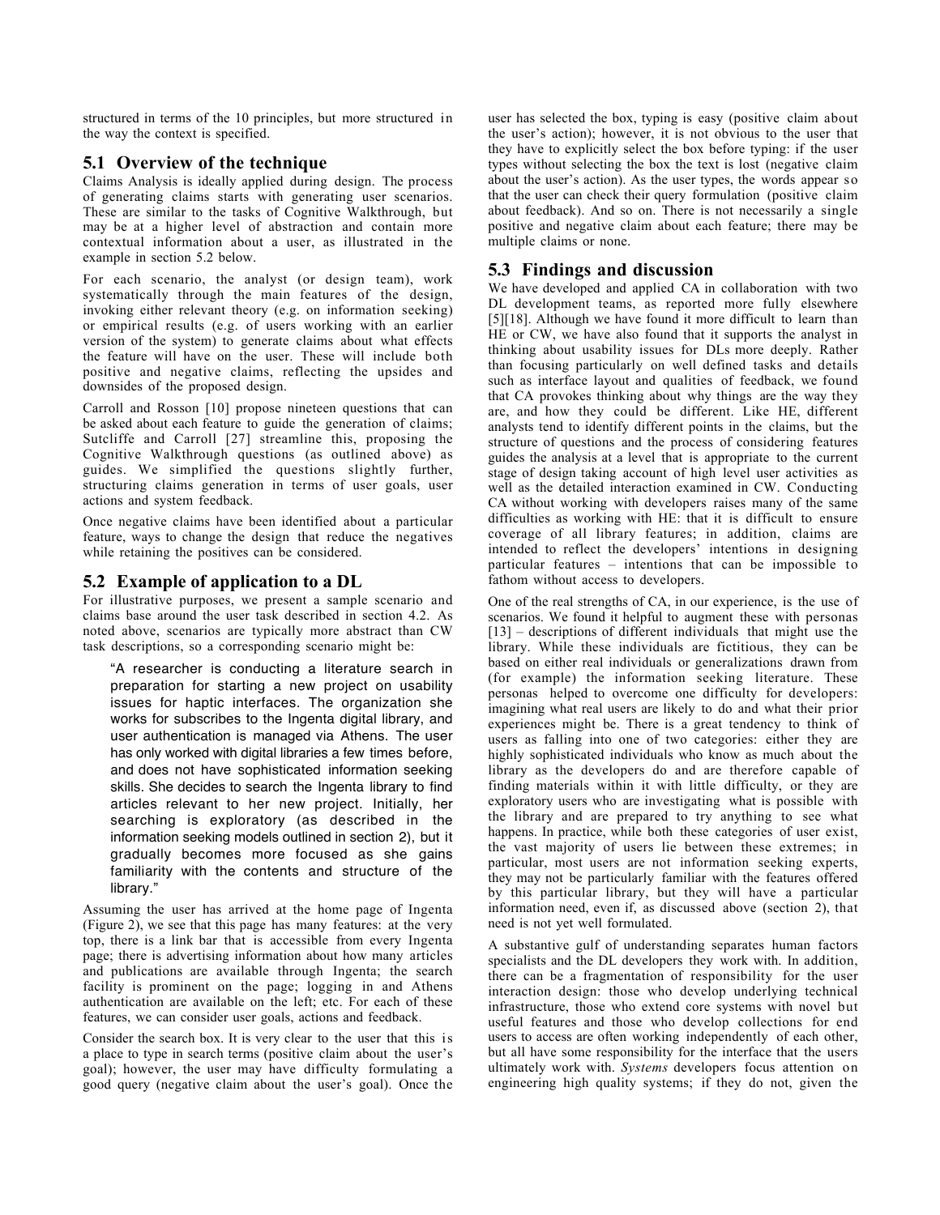structured in terms of the 10 principles, but more structured in the way the context is specified.

## 5.1 Overview of the technique

Claims Analysis is ideally applied during design. The process of generating claims starts with generating user scenarios. These are similar to the tasks of Cognitive Walkthrough, but may be at a higher level of abstraction and contain more contextual information about a user, as illustrated in the example in section 5.2 below.

For each scenario, the analyst (or design team), work systematically through the main features of the design, invoking either relevant theory (e.g. on information seeking) or empirical results (e.g. of users working with an earlier version of the system) to generate claims about what effects the feature will have on the user. These will include both positive and negative claims, reflecting the upsides and downsides of the proposed design.

Carroll and Rosson [10] propose nineteen questions that can be asked about each feature to guide the generation of claims; Sutcliffe and Carroll [27] streamline this, proposing the Cognitive Walkthrough questions (as outlined above) as guides. We simplified the questions slightly further, structuring claims generation in terms of user goals, user actions and system feedback.

Once negative claims have been identified about a particular feature, ways to change the design that reduce the negatives while retaining the positives can be considered.

## 5.2 Example of application to a DL

For illustrative purposes, we present a sample scenario and claims base around the user task described in section 4.2. As noted above, scenarios are typically more abstract than CW task descriptions, so a corresponding scenario might be:

> "A researcher is conducting a literature search in preparation for starting a new project on usability issues for haptic interfaces. The organization she works for subscribes to the Ingenta digital library, and user authentication is managed via Athens. The user has only worked with digital libraries a few times before, and does not have sophisticated information seeking skills. She decides to search the Ingenta library to find articles relevant to her new project. Initially, her searching is exploratory (as described in the information seeking models outlined in section 2), but it gradually becomes more focused as she gains familiarity with the contents and structure of the library."

Assuming the user has arrived at the home page of Ingenta (Figure 2), we see that this page has many features: at the very top, there is a link bar that is accessible from every Ingenta page; there is advertising information about how many articles and publications are available through Ingenta; the search facility is prominent on the page; logging in and Athens authentication are available on the left; etc. For each of these features, we can consider user goals, actions and feedback.

Consider the search box. It is very clear to the user that this is a place to type in search terms (positive claim about the user's goal); however, the user may have difficulty formulating a good query (negative claim about the user's goal). Once the user has selected the box, typing is easy (positive claim about the user's action); however, it is not obvious to the user that they have to explicitly select the box before typing: if the user types without selecting the box the text is lost (negative claim about the user's action). As the user types, the words appear so that the user can check their query formulation (positive claim about feedback). And so on. There is not necessarily a single positive and negative claim about each feature; there may be multiple claims or none.

## 5.3 Findings and discussion

We have developed and applied CA in collaboration with two DL development teams, as reported more fully elsewhere [5][18]. Although we have found it more difficult to learn than HE or CW, we have also found that it supports the analyst in thinking about usability issues for DLs more deeply. Rather than focusing particularly on well defined tasks and details such as interface layout and qualities of feedback, we found that CA provokes thinking about why things are the way they are, and how they could be different. Like HE, different analysts tend to identify different points in the claims, but the structure of questions and the process of considering features guides the analysis at a level that is appropriate to the current stage of design taking account of high level user activities as well as the detailed interaction examined in CW. Conducting CA without working with developers raises many of the same difficulties as working with HE: that it is difficult to ensure coverage of all library features; in addition, claims are intended to reflect the developers' intentions in designing particular features – intentions that can be impossible to fathom without access to developers.

One of the real strengths of CA, in our experience, is the use of scenarios. We found it helpful to augment these with personas [13] – descriptions of different individuals that might use the library. While these individuals are fictitious, they can be based on either real individuals or generalizations drawn from (for example) the information seeking literature. These personas helped to overcome one difficulty for developers: imagining what real users are likely to do and what their prior experiences might be. There is a great tendency to think of users as falling into one of two categories: either they are highly sophisticated individuals who know as much about the library as the developers do and are therefore capable of finding materials within it with little difficulty, or they are exploratory users who are investigating what is possible with the library and are prepared to try anything to see what happens. In practice, while both these categories of user exist, the vast majority of users lie between these extremes; in particular, most users are not information seeking experts, they may not be particularly familiar with the features offered by this particular library, but they will have a particular information need, even if, as discussed above (section 2), that need is not yet well formulated.

A substantive gulf of understanding separates human factors specialists and the DL developers they work with. In addition, there can be a fragmentation of responsibility for the user interaction design: those who develop underlying technical infrastructure, those who extend core systems with novel but useful features and those who develop collections for end users to access are often working independently of each other, but all have some responsibility for the interface that the users ultimately work with. *Systems* developers focus attention on engineering high quality systems; if they do not, given the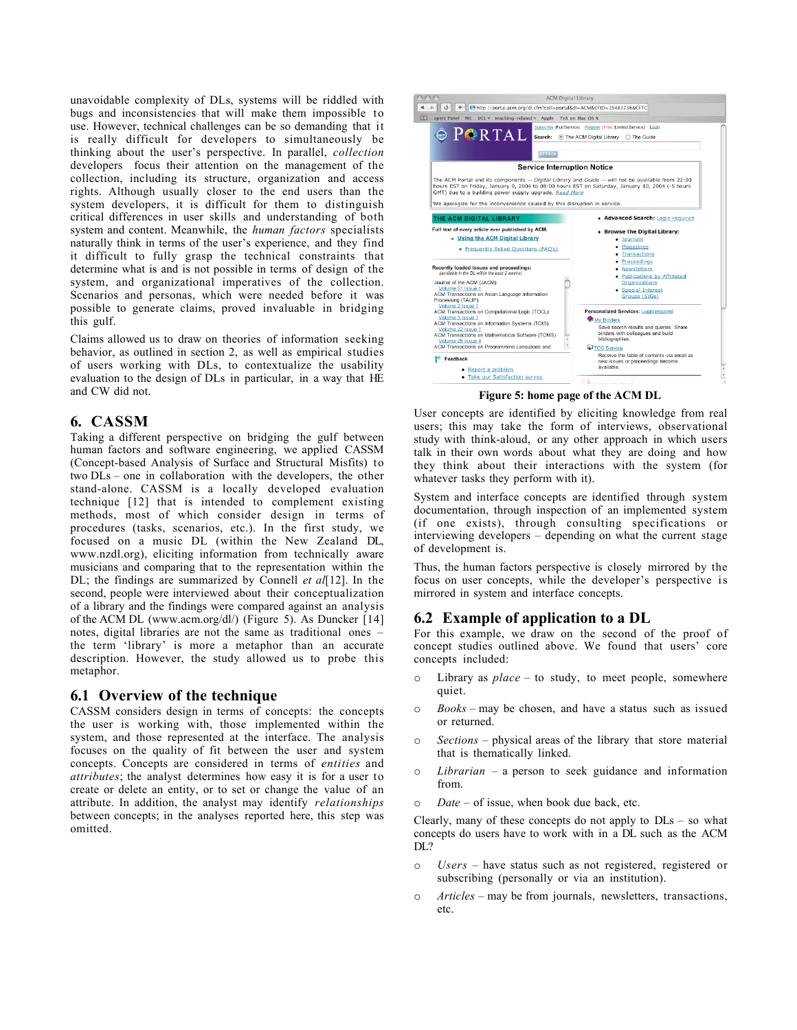unavoidable complexity of DLs, systems will be riddled with bugs and inconsistencies that will make them impossible to use. However, technical challenges can be so demanding that it is really difficult for developers to simultaneously be thinking about the user's perspective. In parallel, *collection* developers focus their attention on the management of the collection, including its structure, organization and access rights. Although usually closer to the end users than the system developers, it is difficult for them to distinguish critical differences in user skills and understanding of both system and content. Meanwhile, the *human factors* specialists naturally think in terms of the user's experience, and they find it difficult to fully grasp the technical constraints that determine what is and is not possible in terms of design of the system, and organizational imperatives of the collection. Scenarios and personas, which were needed before it was possible to generate claims, proved invaluable in bridging this gulf.

Claims allowed us to draw on theories of information seeking behavior, as outlined in section 2, as well as empirical studies of users working with DLs, to contextualize the usability evaluation to the design of DLs in particular, in a way that HE and CW did not.

## 6. CASSM

Taking a different perspective on bridging the gulf between human factors and software engineering, we applied CASSM (Concept-based Analysis of Surface and Structural Misfits) to two DLs – one in collaboration with the developers, the other stand-alone. CASSM is a locally developed evaluation technique [12] that is intended to complement existing methods, most of which consider design in terms of procedures (tasks, scenarios, etc.). In the first study, we focused on a music DL (within the New Zealand DL, www.nzdl.org), eliciting information from technically aware musicians and comparing that to the representation within the DL; the findings are summarized by Connell *et al*[12]. In the second, people were interviewed about their conceptualization of a library and the findings were compared against an analysis of the ACM DL (www.acm.org/dl/) (Figure 5). As Duncker [14] notes, digital libraries are not the same as traditional ones – the term 'library' is more a metaphor than an accurate description. However, the study allowed us to probe this metaphor.

### 6.1 Overview of the technique

CASSM considers design in terms of concepts: the concepts the user is working with, those implemented within the system, and those represented at the interface. The analysis focuses on the quality of fit between the user and system concepts. Concepts are considered in terms of *entities* and *attributes*; the analyst determines how easy it is for a user to create or delete an entity, or to set or change the value of an attribute. In addition, the analyst may identify *relationships* between concepts; in the analyses reported here, this step was omitted.

**Figure 5: home page of the ACM DL**

User concepts are identified by eliciting knowledge from real users; this may take the form of interviews, observational study with think-aloud, or any other approach in which users talk in their own words about what they are doing and how they think about their interactions with the system (for whatever tasks they perform with it).

System and interface concepts are identified through system documentation, through inspection of an implemented system (if one exists), through consulting specifications or interviewing developers – depending on what the current stage of development is.

Thus, the human factors perspective is closely mirrored by the focus on user concepts, while the developer's perspective is mirrored in system and interface concepts.

### 6.2 Example of application to a DL

For this example, we draw on the second of the proof of concept studies outlined above. We found that users' core concepts included:

- Library as *place* – to study, to meet people, somewhere quiet.
- *Books* – may be chosen, and have a status such as issued or returned.
- *Sections* – physical areas of the library that store material that is thematically linked.
- *Librarian* – a person to seek guidance and information from.
- *Date* – of issue, when book due back, etc.

Clearly, many of these concepts do not apply to DLs – so what concepts do users have to work with in a DL such as the ACM DL?

- *Users* – have status such as not registered, registered or subscribing (personally or via an institution).
- *Articles* – may be from journals, newsletters, transactions, etc.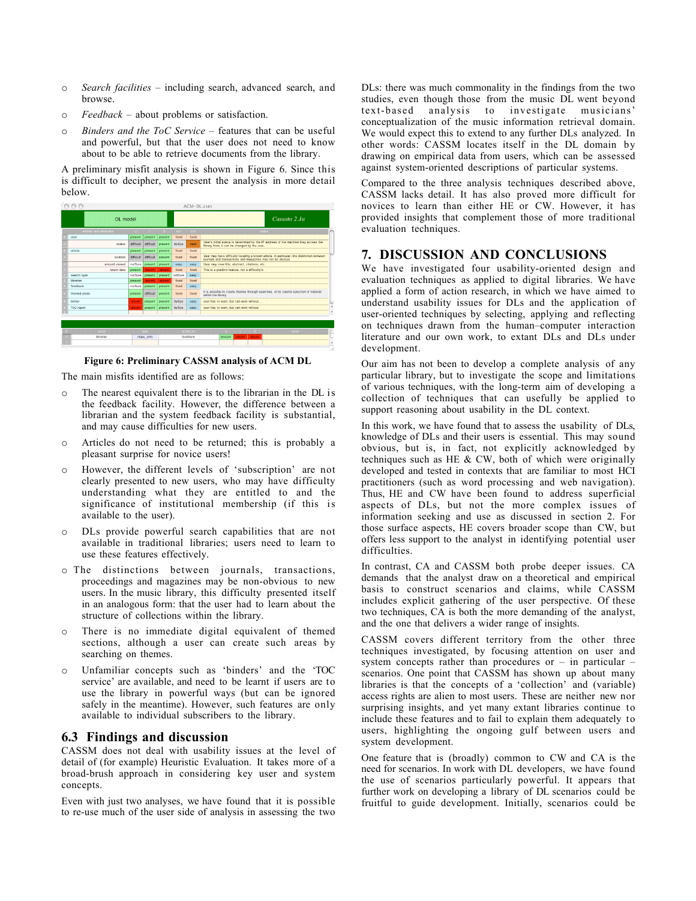- *Search facilities* – including search, advanced search, and browse.
- *Feedback* – about problems or satisfaction.
- *Binders and the ToC Service* – features that can be useful and powerful, but that the user does not need to know about to be able to retrieve documents from the library.

A preliminary misfit analysis is shown in Figure 6. Since this is difficult to decipher, we present the analysis in more detail below.

**Figure 6: Preliminary CASSM analysis of ACM DL**

The main misfits identified are as follows:

- The nearest equivalent there is to the librarian in the DL is the feedback facility. However, the difference between a librarian and the system feedback facility is substantial, and may cause difficulties for new users.
- Articles do not need to be returned; this is probably a pleasant surprise for novice users!
- However, the different levels of 'subscription' are not clearly presented to new users, who may have difficulty understanding what they are entitled to and the significance of institutional membership (if this is available to the user).
- DLs provide powerful search capabilities that are not available in traditional libraries; users need to learn to use these features effectively.
- The distinctions between journals, transactions, proceedings and magazines may be non-obvious to new users. In the music library, this difficulty presented itself in an analogous form: that the user had to learn about the structure of collections within the library.
- There is no immediate digital equivalent of themed sections, although a user can create such areas by searching on themes.
- Unfamiliar concepts such as 'binders' and the 'TOC service' are available, and need to be learnt if users are to use the library in powerful ways (but can be ignored safely in the meantime). However, such features are only available to individual subscribers to the library.

## 6.3 Findings and discussion

CASSM does not deal with usability issues at the level of detail of (for example) Heuristic Evaluation. It takes more of a broad-brush approach in considering key user and system concepts.

Even with just two analyses, we have found that it is possible to re-use much of the user side of analysis in assessing the two DLs: there was much commonality in the findings from the two studies, even though those from the music DL went beyond text-based analysis to investigate musicians' conceptualization of the music information retrieval domain. We would expect this to extend to any further DLs analyzed. In other words: CASSM locates itself in the DL domain by drawing on empirical data from users, which can be assessed against system-oriented descriptions of particular systems.

Compared to the three analysis techniques described above, CASSM lacks detail. It has also proved more difficult for novices to learn than either HE or CW. However, it has provided insights that complement those of more traditional evaluation techniques.

# 7. DISCUSSION AND CONCLUSIONS

We have investigated four usability-oriented design and evaluation techniques as applied to digital libraries. We have applied a form of action research, in which we have aimed to understand usability issues for DLs and the application of user-oriented techniques by selecting, applying and reflecting on techniques drawn from the human–computer interaction literature and our own work, to extant DLs and DLs under development.

Our aim has not been to develop a complete analysis of any particular library, but to investigate the scope and limitations of various techniques, with the long-term aim of developing a collection of techniques that can usefully be applied to support reasoning about usability in the DL context.

In this work, we have found that to assess the usability of DLs, knowledge of DLs and their users is essential. This may sound obvious, but is, in fact, not explicitly acknowledged by techniques such as HE & CW, both of which were originally developed and tested in contexts that are familiar to most HCI practitioners (such as word processing and web navigation). Thus, HE and CW have been found to address superficial aspects of DLs, but not the more complex issues of information seeking and use as discussed in section 2. For those surface aspects, HE covers broader scope than CW, but offers less support to the analyst in identifying potential user difficulties.

In contrast, CA and CASSM both probe deeper issues. CA demands that the analyst draw on a theoretical and empirical basis to construct scenarios and claims, while CASSM includes explicit gathering of the user perspective. Of these two techniques, CA is both the more demanding of the analyst, and the one that delivers a wider range of insights.

CASSM covers different territory from the other three techniques investigated, by focusing attention on user and system concepts rather than procedures or – in particular – scenarios. One point that CASSM has shown up about many libraries is that the concepts of a 'collection' and (variable) access rights are alien to most users. These are neither new nor surprising insights, and yet many extant libraries continue to include these features and to fail to explain them adequately to users, highlighting the ongoing gulf between users and system development.

One feature that is (broadly) common to CW and CA is the need for scenarios. In work with DL developers, we have found the use of scenarios particularly powerful. It appears that further work on developing a library of DL scenarios could be fruitful to guide development. Initially, scenarios could be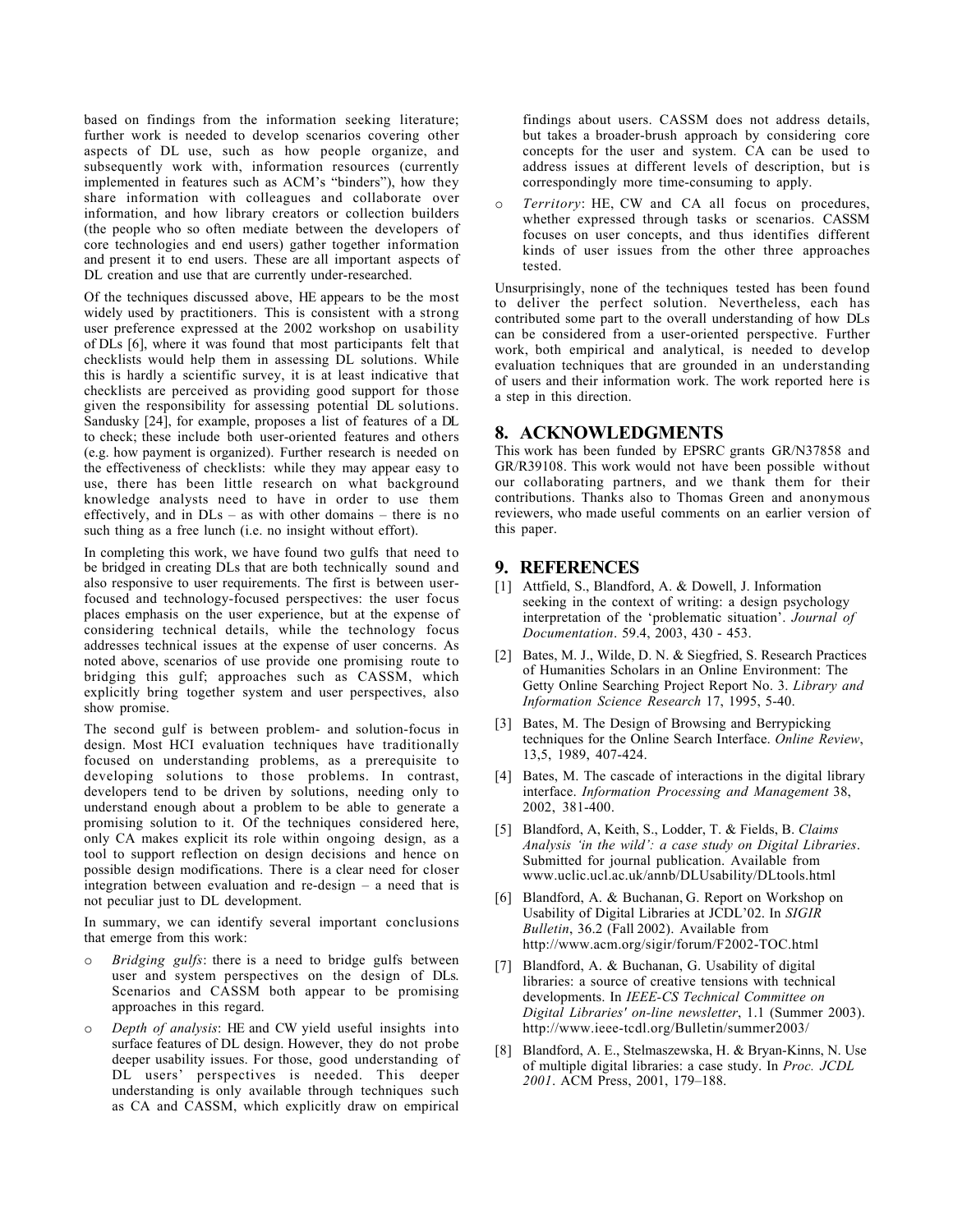based on findings from the information seeking literature; further work is needed to develop scenarios covering other aspects of DL use, such as how people organize, and subsequently work with, information resources (currently implemented in features such as ACM's "binders"), how they share information with colleagues and collaborate over information, and how library creators or collection builders (the people who so often mediate between the developers of core technologies and end users) gather together information and present it to end users. These are all important aspects of DL creation and use that are currently under-researched.

Of the techniques discussed above, HE appears to be the most widely used by practitioners. This is consistent with a strong user preference expressed at the 2002 workshop on usability of DLs [6], where it was found that most participants felt that checklists would help them in assessing DL solutions. While this is hardly a scientific survey, it is at least indicative that checklists are perceived as providing good support for those given the responsibility for assessing potential DL solutions. Sandusky [24], for example, proposes a list of features of a DL to check; these include both user-oriented features and others (e.g. how payment is organized). Further research is needed on the effectiveness of checklists: while they may appear easy to use, there has been little research on what background knowledge analysts need to have in order to use them effectively, and in DLs – as with other domains – there is no such thing as a free lunch (i.e. no insight without effort).

In completing this work, we have found two gulfs that need to be bridged in creating DLs that are both technically sound and also responsive to user requirements. The first is between user-focused and technology-focused perspectives: the user focus places emphasis on the user experience, but at the expense of considering technical details, while the technology focus addresses technical issues at the expense of user concerns. As noted above, scenarios of use provide one promising route to bridging this gulf; approaches such as CASSM, which explicitly bring together system and user perspectives, also show promise.

The second gulf is between problem- and solution-focus in design. Most HCI evaluation techniques have traditionally focused on understanding problems, as a prerequisite to developing solutions to those problems. In contrast, developers tend to be driven by solutions, needing only to understand enough about a problem to be able to generate a promising solution to it. Of the techniques considered here, only CA makes explicit its role within ongoing design, as a tool to support reflection on design decisions and hence on possible design modifications. There is a clear need for closer integration between evaluation and re-design – a need that is not peculiar just to DL development.

In summary, we can identify several important conclusions that emerge from this work:

- *Bridging gulfs*: there is a need to bridge gulfs between user and system perspectives on the design of DLs. Scenarios and CASSM both appear to be promising approaches in this regard.
- *Depth of analysis*: HE and CW yield useful insights into surface features of DL design. However, they do not probe deeper usability issues. For those, good understanding of DL users' perspectives is needed. This deeper understanding is only available through techniques such as CA and CASSM, which explicitly draw on empirical findings about users. CASSM does not address details, but takes a broader-brush approach by considering core concepts for the user and system. CA can be used to address issues at different levels of description, but is correspondingly more time-consuming to apply.
- *Territory*: HE, CW and CA all focus on procedures, whether expressed through tasks or scenarios. CASSM focuses on user concepts, and thus identifies different kinds of user issues from the other three approaches tested.

Unsurprisingly, none of the techniques tested has been found to deliver the perfect solution. Nevertheless, each has contributed some part to the overall understanding of how DLs can be considered from a user-oriented perspective. Further work, both empirical and analytical, is needed to develop evaluation techniques that are grounded in an understanding of users and their information work. The work reported here is a step in this direction.

## 8. ACKNOWLEDGMENTS

This work has been funded by EPSRC grants GR/N37858 and GR/R39108. This work would not have been possible without our collaborating partners, and we thank them for their contributions. Thanks also to Thomas Green and anonymous reviewers, who made useful comments on an earlier version of this paper.

## 9. REFERENCES

[1] Attfield, S., Blandford, A. & Dowell, J. Information seeking in the context of writing: a design psychology interpretation of the 'problematic situation'. *Journal of Documentation*. 59.4, 2003, 430 - 453.

[2] Bates, M. J., Wilde, D. N. & Siegfried, S. Research Practices of Humanities Scholars in an Online Environment: The Getty Online Searching Project Report No. 3. *Library and Information Science Research* 17, 1995, 5-40.

[3] Bates, M. The Design of Browsing and Berrypicking techniques for the Online Search Interface. *Online Review*, 13,5, 1989, 407-424.

[4] Bates, M. The cascade of interactions in the digital library interface. *Information Processing and Management* 38, 2002, 381-400.

[5] Blandford, A, Keith, S., Lodder, T. & Fields, B. *Claims Analysis 'in the wild': a case study on Digital Libraries*. Submitted for journal publication. Available from www.uclic.ucl.ac.uk/annb/DLUsability/DLtools.html

[6] Blandford, A. & Buchanan, G. Report on Workshop on Usability of Digital Libraries at JCDL'02. In *SIGIR Bulletin*, 36.2 (Fall 2002). Available from http://www.acm.org/sigir/forum/F2002-TOC.html

[7] Blandford, A. & Buchanan, G. Usability of digital libraries: a source of creative tensions with technical developments. In *IEEE-CS Technical Committee on Digital Libraries' on-line newsletter*, 1.1 (Summer 2003). http://www.ieee-tcdl.org/Bulletin/summer2003/

[8] Blandford, A. E., Stelmaszewska, H. & Bryan-Kinns, N. Use of multiple digital libraries: a case study. In *Proc. JCDL 2001*. ACM Press, 2001, 179–188.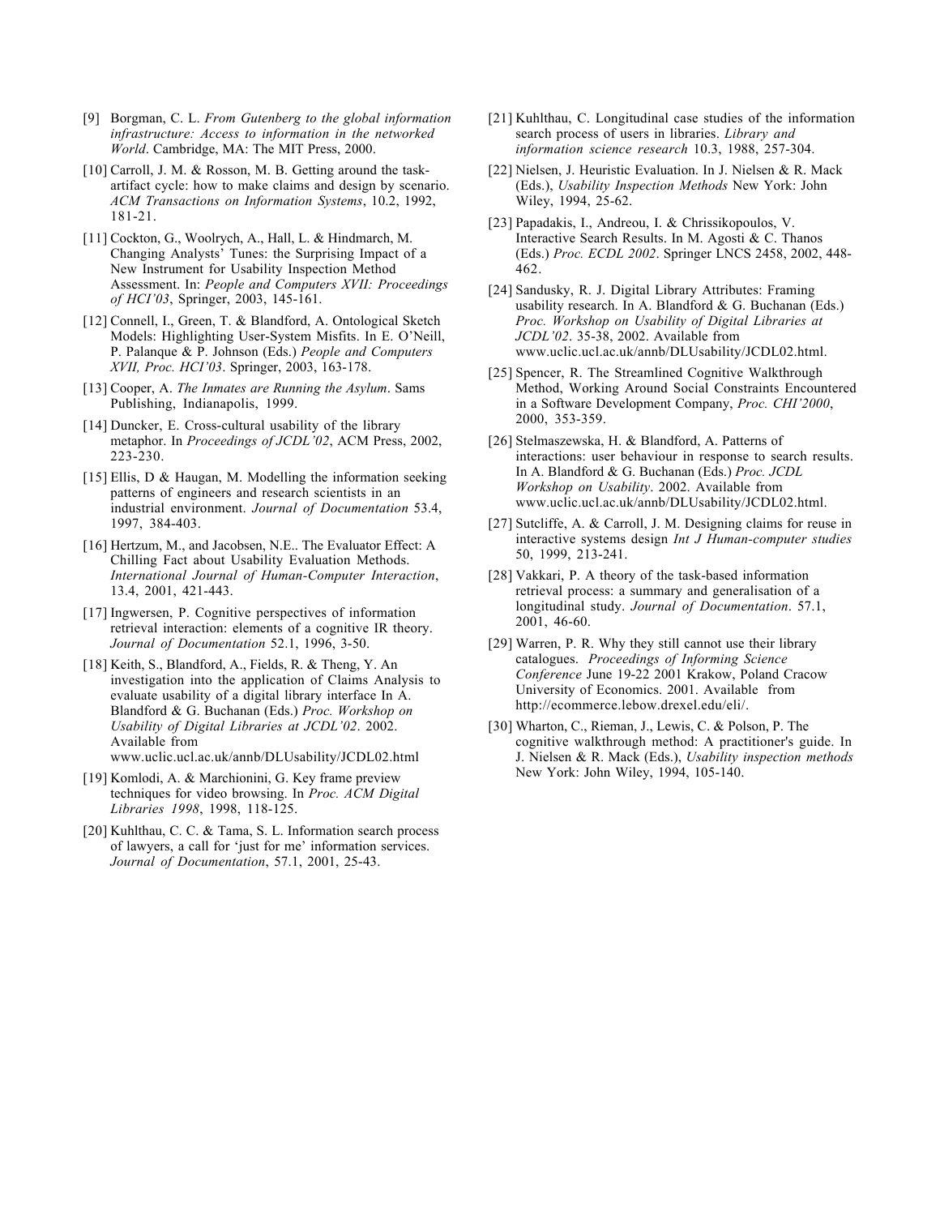[9] Borgman, C. L. *From Gutenberg to the global information infrastructure: Access to information in the networked World*. Cambridge, MA: The MIT Press, 2000.

[10] Carroll, J. M. & Rosson, M. B. Getting around the task-artifact cycle: how to make claims and design by scenario. *ACM Transactions on Information Systems*, 10.2, 1992, 181-21.

[11] Cockton, G., Woolrych, A., Hall, L. & Hindmarch, M. Changing Analysts' Tunes: the Surprising Impact of a New Instrument for Usability Inspection Method Assessment. In: *People and Computers XVII: Proceedings of HCI'03*, Springer, 2003, 145-161.

[12] Connell, I., Green, T. & Blandford, A. Ontological Sketch Models: Highlighting User-System Misfits. In E. O'Neill, P. Palanque & P. Johnson (Eds.) *People and Computers XVII, Proc. HCI'03*. Springer, 2003, 163-178.

[13] Cooper, A. *The Inmates are Running the Asylum*. Sams Publishing, Indianapolis, 1999.

[14] Duncker, E. Cross-cultural usability of the library metaphor. In *Proceedings of JCDL'02*, ACM Press, 2002, 223-230.

[15] Ellis, D & Haugan, M. Modelling the information seeking patterns of engineers and research scientists in an industrial environment. *Journal of Documentation* 53.4, 1997, 384-403.

[16] Hertzum, M., and Jacobsen, N.E.. The Evaluator Effect: A Chilling Fact about Usability Evaluation Methods. *International Journal of Human-Computer Interaction*, 13.4, 2001, 421-443.

[17] Ingwersen, P. Cognitive perspectives of information retrieval interaction: elements of a cognitive IR theory. *Journal of Documentation* 52.1, 1996, 3-50.

[18] Keith, S., Blandford, A., Fields, R. & Theng, Y. An investigation into the application of Claims Analysis to evaluate usability of a digital library interface In A. Blandford & G. Buchanan (Eds.) *Proc. Workshop on Usability of Digital Libraries at JCDL'02*. 2002. Available from www.uclic.ucl.ac.uk/annb/DLUsability/JCDL02.html

[19] Komlodi, A. & Marchionini, G. Key frame preview techniques for video browsing. In *Proc. ACM Digital Libraries 1998*, 1998, 118-125.

[20] Kuhlthau, C. C. & Tama, S. L. Information search process of lawyers, a call for 'just for me' information services. *Journal of Documentation*, 57.1, 2001, 25-43.

[21] Kuhlthau, C. Longitudinal case studies of the information search process of users in libraries. *Library and information science research* 10.3, 1988, 257-304.

[22] Nielsen, J. Heuristic Evaluation. In J. Nielsen & R. Mack (Eds.), *Usability Inspection Methods* New York: John Wiley, 1994, 25-62.

[23] Papadakis, I., Andreou, I. & Chrissikopoulos, V. Interactive Search Results. In M. Agosti & C. Thanos (Eds.) *Proc. ECDL 2002*. Springer LNCS 2458, 2002, 448-462.

[24] Sandusky, R. J. Digital Library Attributes: Framing usability research. In A. Blandford & G. Buchanan (Eds.) *Proc. Workshop on Usability of Digital Libraries at JCDL'02*. 35-38, 2002. Available from www.uclic.ucl.ac.uk/annb/DLUsability/JCDL02.html.

[25] Spencer, R. The Streamlined Cognitive Walkthrough Method, Working Around Social Constraints Encountered in a Software Development Company, *Proc. CHI'2000*, 2000, 353-359.

[26] Stelmaszewska, H. & Blandford, A. Patterns of interactions: user behaviour in response to search results. In A. Blandford & G. Buchanan (Eds.) *Proc. JCDL Workshop on Usability*. 2002. Available from www.uclic.ucl.ac.uk/annb/DLUsability/JCDL02.html.

[27] Sutcliffe, A. & Carroll, J. M. Designing claims for reuse in interactive systems design *Int J Human-computer studies* 50, 1999, 213-241.

[28] Vakkari, P. A theory of the task-based information retrieval process: a summary and generalisation of a longitudinal study. *Journal of Documentation*. 57.1, 2001, 46-60.

[29] Warren, P. R. Why they still cannot use their library catalogues. *Proceedings of Informing Science Conference* June 19-22 2001 Krakow, Poland Cracow University of Economics. 2001. Available from http://ecommerce.lebow.drexel.edu/eli/.

[30] Wharton, C., Rieman, J., Lewis, C. & Polson, P. The cognitive walkthrough method: A practitioner's guide. In J. Nielsen & R. Mack (Eds.), *Usability inspection methods* New York: John Wiley, 1994, 105-140.